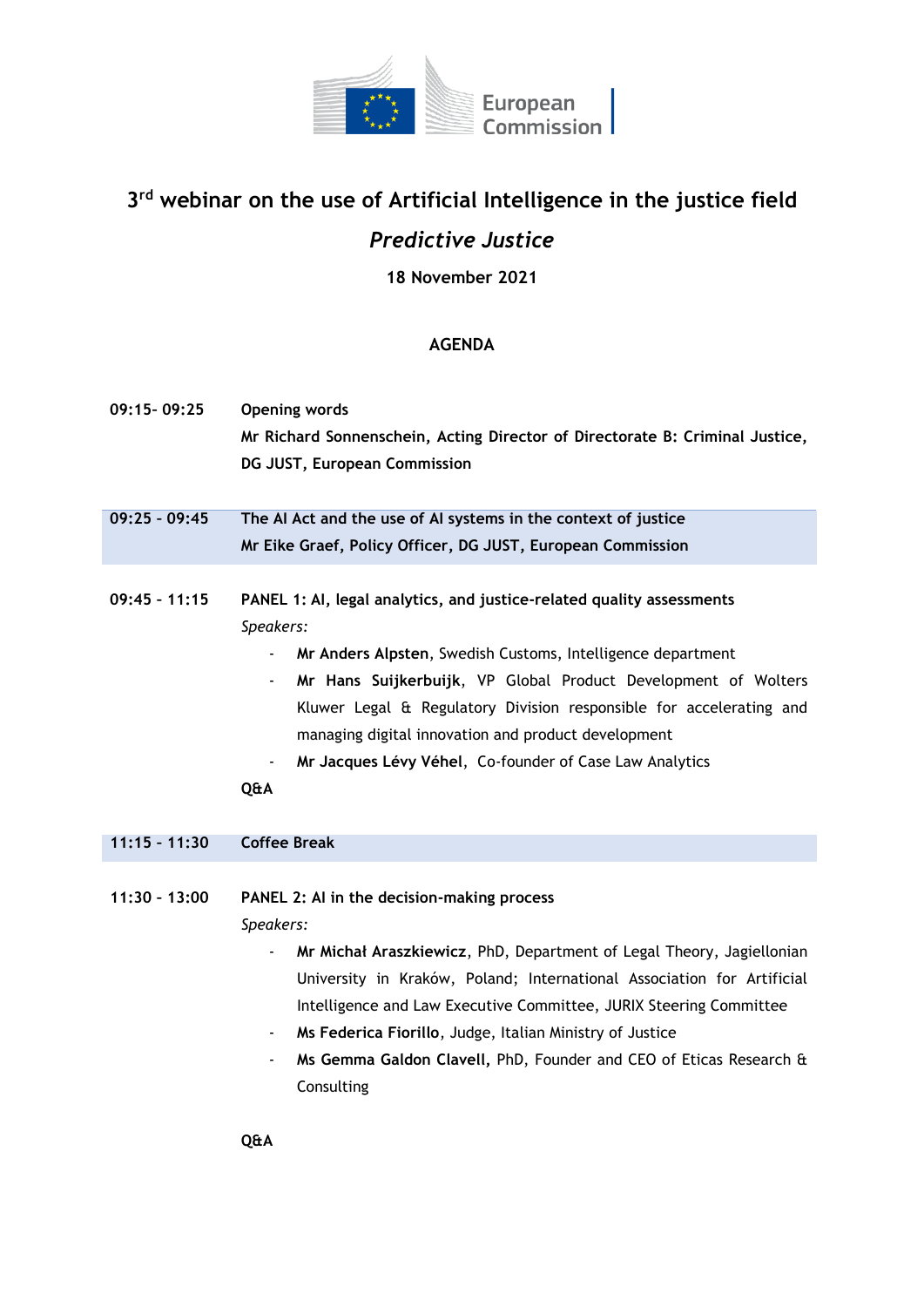# 3rd webinar on the use of Artificial Intelligence in the justice field

## *Predictive Justice*

**18 November 2021**

**AGENDA**

**09:15- 09:25** **Opening words**
**Mr Richard Sonnenschein, Acting Director of Directorate B: Criminal Justice, DG JUST, European Commission**

**09:25 - 09:45** **The AI Act and the use of AI systems in the context of justice**
**Mr Eike Graef, Policy Officer, DG JUST, European Commission**

**09:45 - 11:15** **PANEL 1: AI, legal analytics, and justice-related quality assessments**
*Speakers:*

- **Mr Anders Alpsten**, Swedish Customs, Intelligence department
- **Mr Hans Suijkerbuijk**, VP Global Product Development of Wolters Kluwer Legal & Regulatory Division responsible for accelerating and managing digital innovation and product development
- **Mr Jacques Lévy Véhel**, Co-founder of Case Law Analytics

**Q&A**

**11:15 - 11:30** **Coffee Break**

**11:30 - 13:00** **PANEL 2: AI in the decision-making process**
*Speakers:*

- **Mr Michał Araszkiewicz**, PhD, Department of Legal Theory, Jagiellonian University in Kraków, Poland; International Association for Artificial Intelligence and Law Executive Committee, JURIX Steering Committee
- **Ms Federica Fiorillo**, Judge, Italian Ministry of Justice
- **Ms Gemma Galdon Clavell,** PhD, Founder and CEO of Eticas Research & Consulting

**Q&A**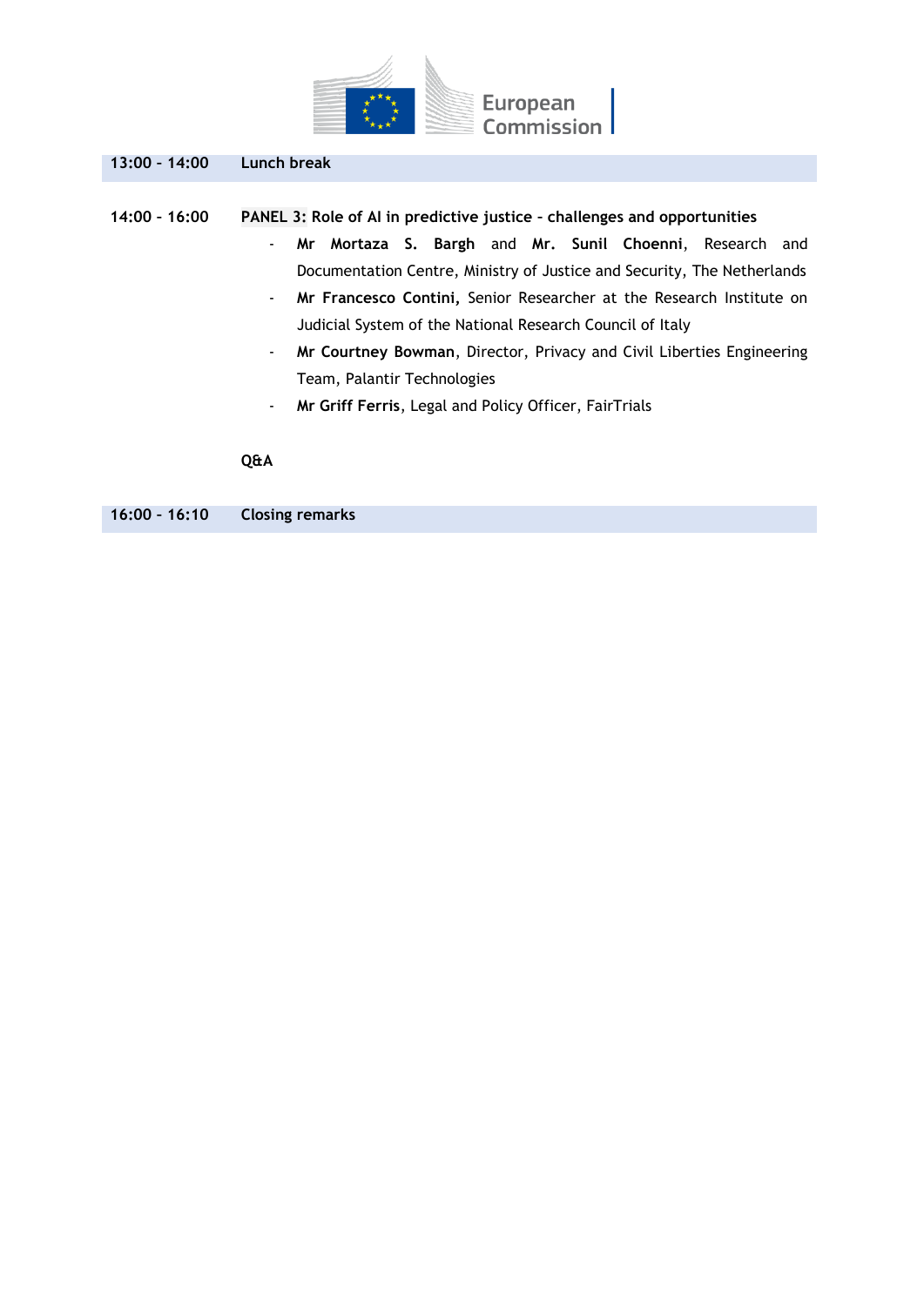**13:00 – 14:00** **Lunch break**

**14:00 – 16:00** **PANEL 3: Role of AI in predictive justice – challenges and opportunities**

- **Mr Mortaza S. Bargh** and **Mr. Sunil Choenni**, Research and Documentation Centre, Ministry of Justice and Security, The Netherlands
- **Mr Francesco Contini,** Senior Researcher at the Research Institute on Judicial System of the National Research Council of Italy
- **Mr Courtney Bowman**, Director, Privacy and Civil Liberties Engineering Team, Palantir Technologies
- **Mr Griff Ferris**, Legal and Policy Officer, FairTrials

**Q&A**

**16:00 – 16:10** **Closing remarks**